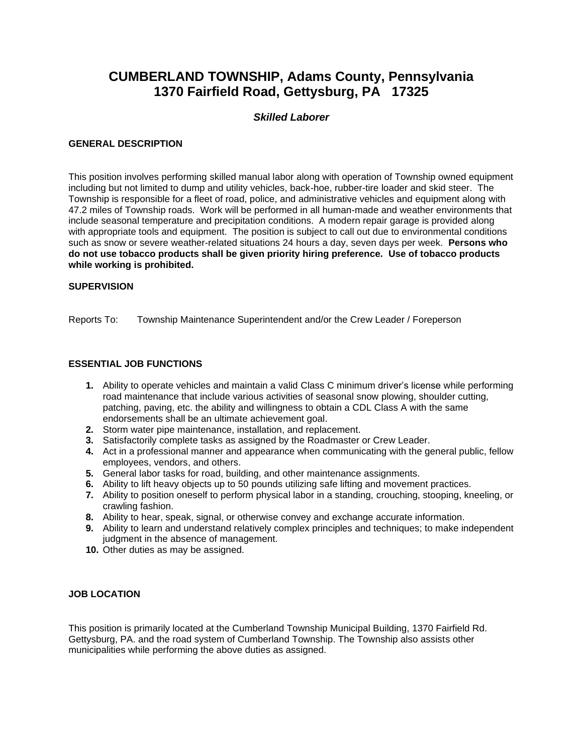# CUMBERLAND TOWNSHIP, Adams County, Pennsylvania
# 1370 Fairfield Road, Gettysburg, PA 17325

### *Skilled Laborer*

**GENERAL DESCRIPTION**

This position involves performing skilled manual labor along with operation of Township owned equipment including but not limited to dump and utility vehicles, back-hoe, rubber-tire loader and skid steer. The Township is responsible for a fleet of road, police, and administrative vehicles and equipment along with 47.2 miles of Township roads. Work will be performed in all human-made and weather environments that include seasonal temperature and precipitation conditions. A modern repair garage is provided along with appropriate tools and equipment. The position is subject to call out due to environmental conditions such as snow or severe weather-related situations 24 hours a day, seven days per week. **Persons who do not use tobacco products shall be given priority hiring preference. Use of tobacco products while working is prohibited.**

**SUPERVISION**

Reports To: Township Maintenance Superintendent and/or the Crew Leader / Foreperson

**ESSENTIAL JOB FUNCTIONS**

1. Ability to operate vehicles and maintain a valid Class C minimum driver's license while performing road maintenance that include various activities of seasonal snow plowing, shoulder cutting, patching, paving, etc. the ability and willingness to obtain a CDL Class A with the same endorsements shall be an ultimate achievement goal.
2. Storm water pipe maintenance, installation, and replacement.
3. Satisfactorily complete tasks as assigned by the Roadmaster or Crew Leader.
4. Act in a professional manner and appearance when communicating with the general public, fellow employees, vendors, and others.
5. General labor tasks for road, building, and other maintenance assignments.
6. Ability to lift heavy objects up to 50 pounds utilizing safe lifting and movement practices.
7. Ability to position oneself to perform physical labor in a standing, crouching, stooping, kneeling, or crawling fashion.
8. Ability to hear, speak, signal, or otherwise convey and exchange accurate information.
9. Ability to learn and understand relatively complex principles and techniques; to make independent judgment in the absence of management.
10. Other duties as may be assigned.

**JOB LOCATION**

This position is primarily located at the Cumberland Township Municipal Building, 1370 Fairfield Rd. Gettysburg, PA. and the road system of Cumberland Township. The Township also assists other municipalities while performing the above duties as assigned.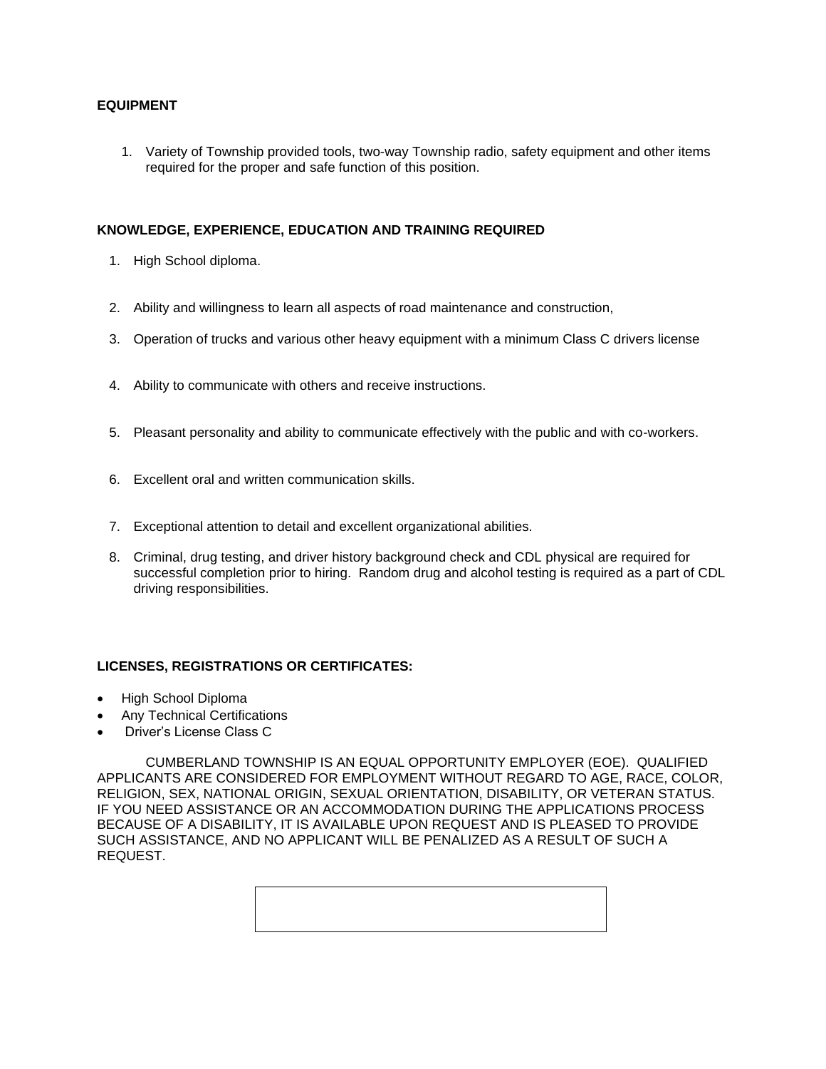**EQUIPMENT**

1. Variety of Township provided tools, two-way Township radio, safety equipment and other items required for the proper and safe function of this position.

**KNOWLEDGE, EXPERIENCE, EDUCATION AND TRAINING REQUIRED**

1. High School diploma.
2. Ability and willingness to learn all aspects of road maintenance and construction,
3. Operation of trucks and various other heavy equipment with a minimum Class C drivers license
4. Ability to communicate with others and receive instructions.
5. Pleasant personality and ability to communicate effectively with the public and with co-workers.
6. Excellent oral and written communication skills.
7. Exceptional attention to detail and excellent organizational abilities.
8. Criminal, drug testing, and driver history background check and CDL physical are required for successful completion prior to hiring. Random drug and alcohol testing is required as a part of CDL driving responsibilities.

**LICENSES, REGISTRATIONS OR CERTIFICATES:**

- High School Diploma
- Any Technical Certifications
- Driver's License Class C

CUMBERLAND TOWNSHIP IS AN EQUAL OPPORTUNITY EMPLOYER (EOE). QUALIFIED APPLICANTS ARE CONSIDERED FOR EMPLOYMENT WITHOUT REGARD TO AGE, RACE, COLOR, RELIGION, SEX, NATIONAL ORIGIN, SEXUAL ORIENTATION, DISABILITY, OR VETERAN STATUS. IF YOU NEED ASSISTANCE OR AN ACCOMMODATION DURING THE APPLICATIONS PROCESS BECAUSE OF A DISABILITY, IT IS AVAILABLE UPON REQUEST AND IS PLEASED TO PROVIDE SUCH ASSISTANCE, AND NO APPLICANT WILL BE PENALIZED AS A RESULT OF SUCH A REQUEST.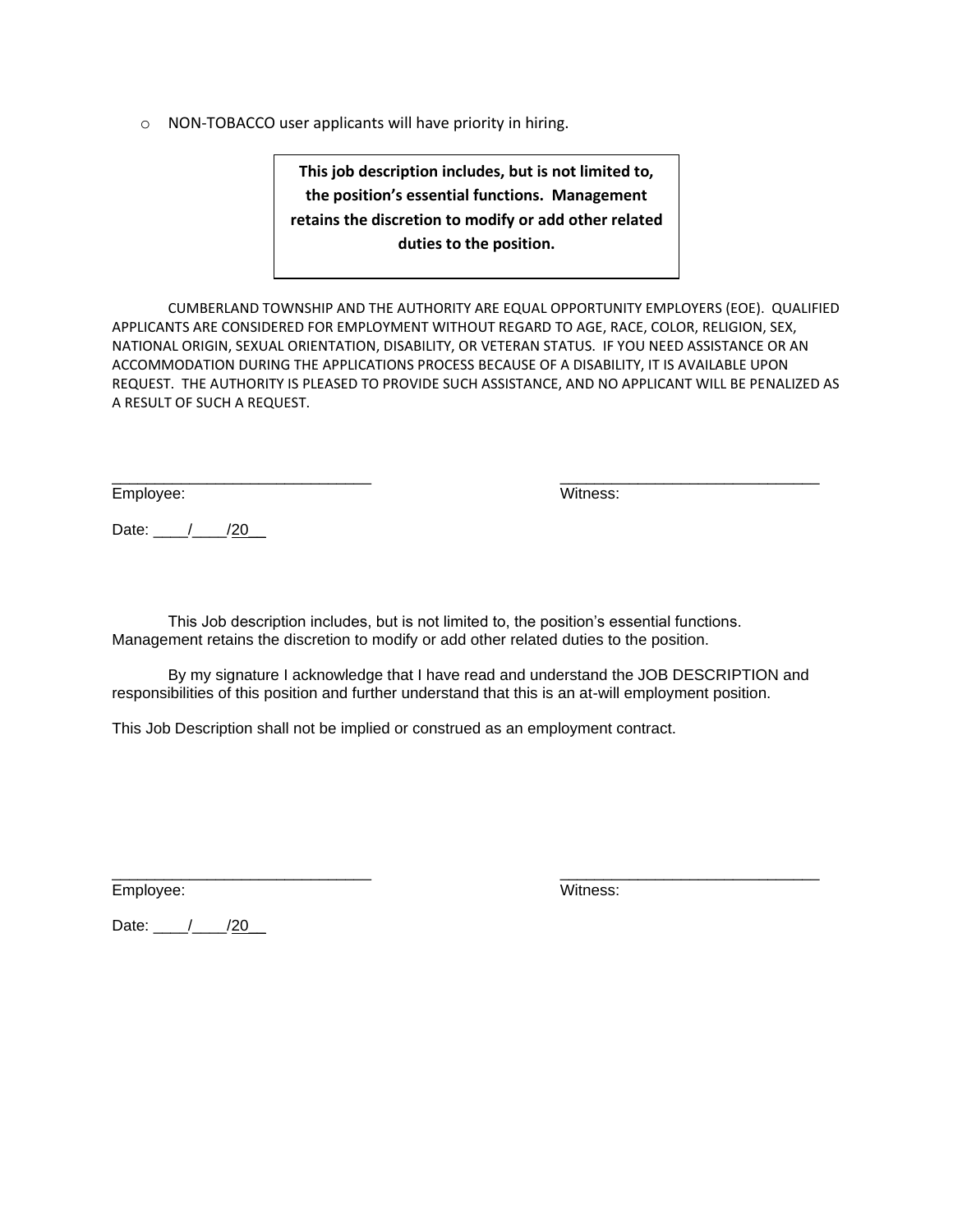- NON-TOBACCO user applicants will have priority in hiring.

**This job description includes, but is not limited to, the position's essential functions. Management retains the discretion to modify or add other related duties to the position.**

CUMBERLAND TOWNSHIP AND THE AUTHORITY ARE EQUAL OPPORTUNITY EMPLOYERS (EOE). QUALIFIED APPLICANTS ARE CONSIDERED FOR EMPLOYMENT WITHOUT REGARD TO AGE, RACE, COLOR, RELIGION, SEX, NATIONAL ORIGIN, SEXUAL ORIENTATION, DISABILITY, OR VETERAN STATUS. IF YOU NEED ASSISTANCE OR AN ACCOMMODATION DURING THE APPLICATIONS PROCESS BECAUSE OF A DISABILITY, IT IS AVAILABLE UPON REQUEST. THE AUTHORITY IS PLEASED TO PROVIDE SUCH ASSISTANCE, AND NO APPLICANT WILL BE PENALIZED AS A RESULT OF SUCH A REQUEST.

_______________________________ _______________________________

Employee: Witness:

Date: ____/____/20__

This Job description includes, but is not limited to, the position's essential functions. Management retains the discretion to modify or add other related duties to the position.

By my signature I acknowledge that I have read and understand the JOB DESCRIPTION and responsibilities of this position and further understand that this is an at-will employment position.

This Job Description shall not be implied or construed as an employment contract.

_______________________________ _______________________________

Employee: Witness:

Date: ____/____/20__